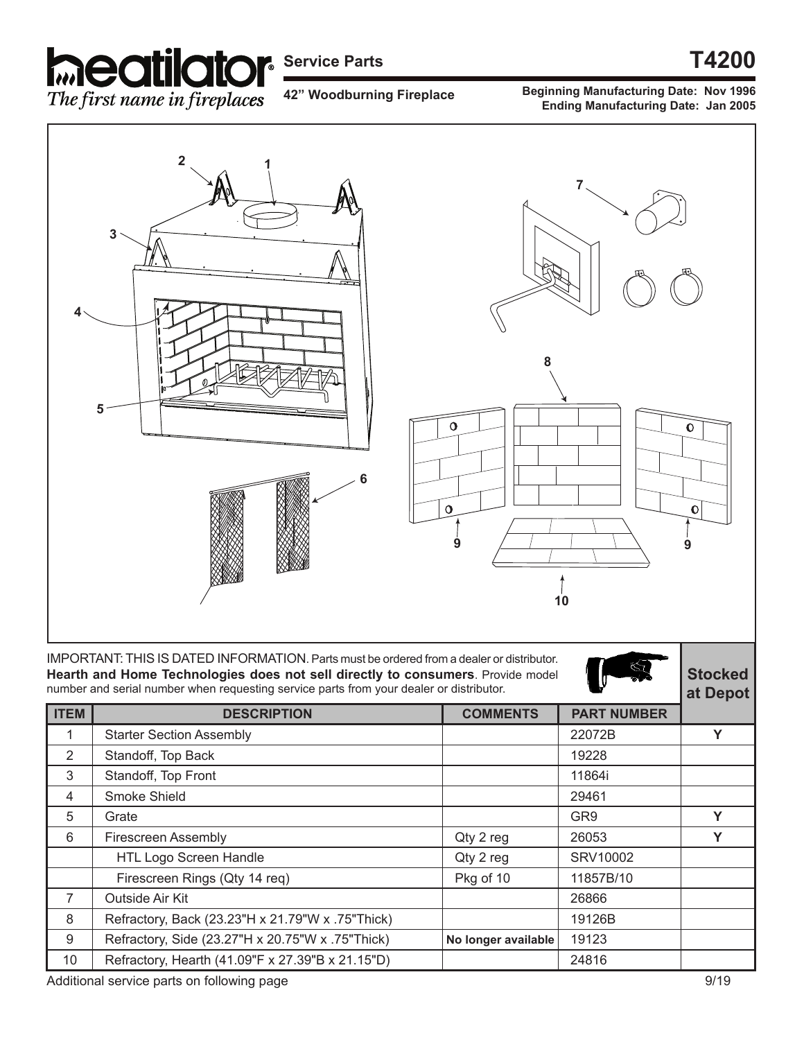# heatilator® Service Parts

*The first name in fireplaces*

## T4200

**42" Woodburning Fireplace**

**Beginning Manufacturing Date: Nov 1996**
**Ending Manufacturing Date: Jan 2005**

IMPORTANT: THIS IS DATED INFORMATION. Parts must be ordered from a dealer or distributor. **Hearth and Home Technologies does not sell directly to consumers**. Provide model number and serial number when requesting service parts from your dealer or distributor.

| ITEM | DESCRIPTION | COMMENTS | PART NUMBER | Stocked at Depot |
|---|---|---|---|---|
| 1 | Starter Section Assembly | | 22072B | Y |
| 2 | Standoff, Top Back | | 19228 | |
| 3 | Standoff, Top Front | | 11864i | |
| 4 | Smoke Shield | | 29461 | |
| 5 | Grate | | GR9 | Y |
| 6 | Firescreen Assembly | Qty 2 reg | 26053 | Y |
| | HTL Logo Screen Handle | Qty 2 reg | SRV10002 | |
| | Firescreen Rings (Qty 14 req) | Pkg of 10 | 11857B/10 | |
| 7 | Outside Air Kit | | 26866 | |
| 8 | Refractory, Back (23.23"H x 21.79"W x .75"Thick) | | 19126B | |
| 9 | Refractory, Side (23.27"H x 20.75"W x .75"Thick) | **No longer available** | 19123 | |
| 10 | Refractory, Hearth (41.09"F x 27.39"B x 21.15"D) | | 24816 | |

Additional service parts on following page

9/19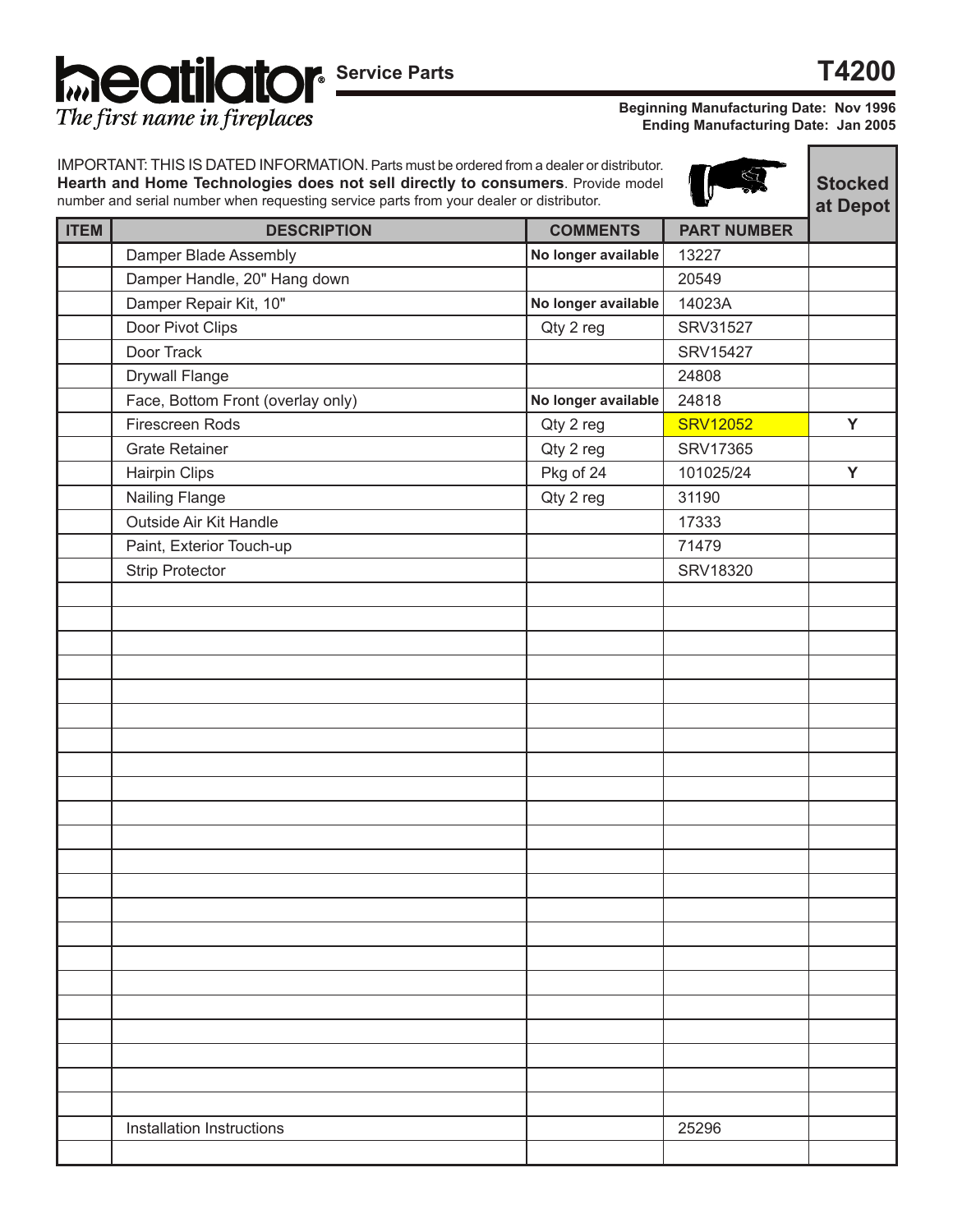**heatilator** *The first name in fireplaces*

# Service Parts — T4200

**Beginning Manufacturing Date: Nov 1996**
**Ending Manufacturing Date: Jan 2005**

IMPORTANT: THIS IS DATED INFORMATION. Parts must be ordered from a dealer or distributor. **Hearth and Home Technologies does not sell directly to consumers**. Provide model number and serial number when requesting service parts from your dealer or distributor.

| ITEM | DESCRIPTION | COMMENTS | PART NUMBER | Stocked at Depot |
|---|---|---|---|---|
| | Damper Blade Assembly | **No longer available** | 13227 | |
| | Damper Handle, 20" Hang down | | 20549 | |
| | Damper Repair Kit, 10" | **No longer available** | 14023A | |
| | Door Pivot Clips | Qty 2 reg | SRV31527 | |
| | Door Track | | SRV15427 | |
| | Drywall Flange | | 24808 | |
| | Face, Bottom Front (overlay only) | **No longer available** | 24818 | |
| | Firescreen Rods | Qty 2 reg | SRV12052 | Y |
| | Grate Retainer | Qty 2 reg | SRV17365 | |
| | Hairpin Clips | Pkg of 24 | 101025/24 | Y |
| | Nailing Flange | Qty 2 reg | 31190 | |
| | Outside Air Kit Handle | | 17333 | |
| | Paint, Exterior Touch-up | | 71479 | |
| | Strip Protector | | SRV18320 | |
| | Installation Instructions | | 25296 | |